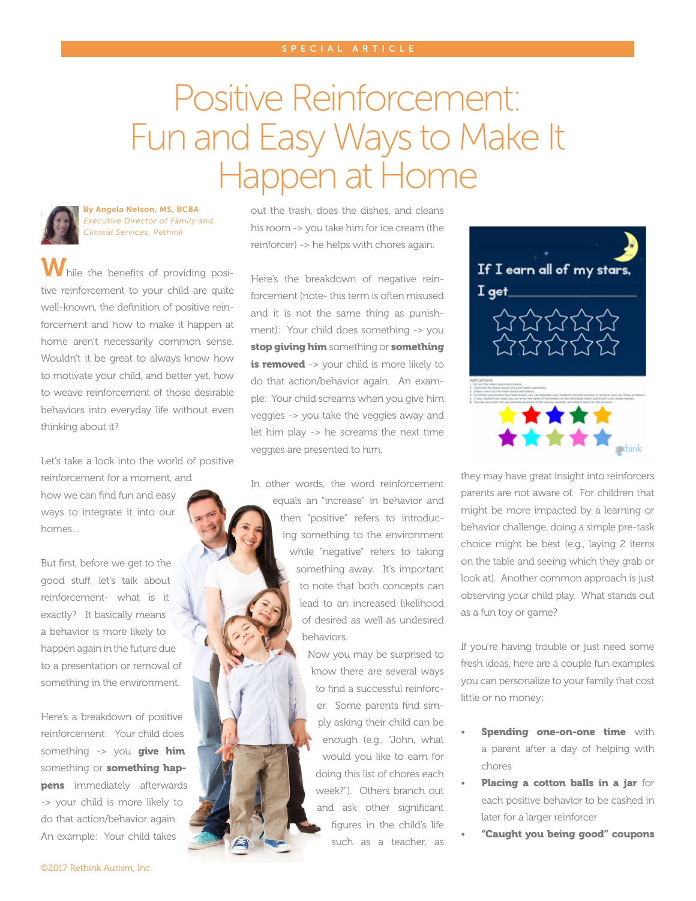SPECIAL ARTICLE

# Positive Reinforcement: Fun and Easy Ways to Make It Happen at Home

**By Angela Nelson, MS, BCBA**
*Executive Director of Family and Clinical Services, Rethink*

While the benefits of providing positive reinforcement to your child are quite well-known, the definition of positive reinforcement and how to make it happen at home aren't necessarily common sense. Wouldn't it be great to always know how to motivate your child, and better yet, how to weave reinforcement of those desirable behaviors into everyday life without even thinking about it?

Let's take a look into the world of positive reinforcement for a moment, and how we can find fun and easy ways to integrate it into our homes…

But first, before we get to the good stuff, let's talk about reinforcement- what is it exactly? It basically means a behavior is more likely to happen again in the future due to a presentation or removal of something in the environment.

Here's a breakdown of positive reinforcement: Your child does something -> you **give him** something or **something happens** immediately afterwards -> your child is more likely to do that action/behavior again. An example: Your child takes out the trash, does the dishes, and cleans his room -> you take him for ice cream (the reinforcer) -> he helps with chores again.

Here's the breakdown of negative reinforcement (note- this term is often misused and it is not the same thing as punishment): Your child does something -> you **stop giving him** something or **something is removed** -> your child is more likely to do that action/behavior again. An example: Your child screams when you give him veggies -> you take the veggies away and let him play -> he screams the next time veggies are presented to him.

In other words, the word reinforcement equals an "increase" in behavior and then "positive" refers to introducing something to the environment while "negative" refers to taking something away. It's important to note that both concepts can lead to an increased likelihood of desired as well as undesired behaviors.

Now you may be surprised to know there are several ways to find a successful reinforcer. Some parents find simply asking their child can be enough (e.g., "John, what would you like to earn for doing this list of chores each week?"). Others branch out and ask other significant figures in the child's life such as a teacher, as they may have great insight into reinforcers parents are not aware of. For children that might be more impacted by a learning or behavior challenge, doing a simple pre-task choice might be best (e.g., laying 2 items on the table and seeing which they grab or look at). Another common approach is just observing your child play. What stands out as a fun toy or game?

If you're having trouble or just need some fresh ideas, here are a couple fun examples you can personalize to your family that cost little or no money:

- **Spending one-on-one time** with a parent after a day of helping with chores
- **Placing a cotton balls in a jar** for each positive behavior to be cashed in later for a larger reinforcer
- **"Caught you being good" coupons**

©2017 Rethink Autism, Inc.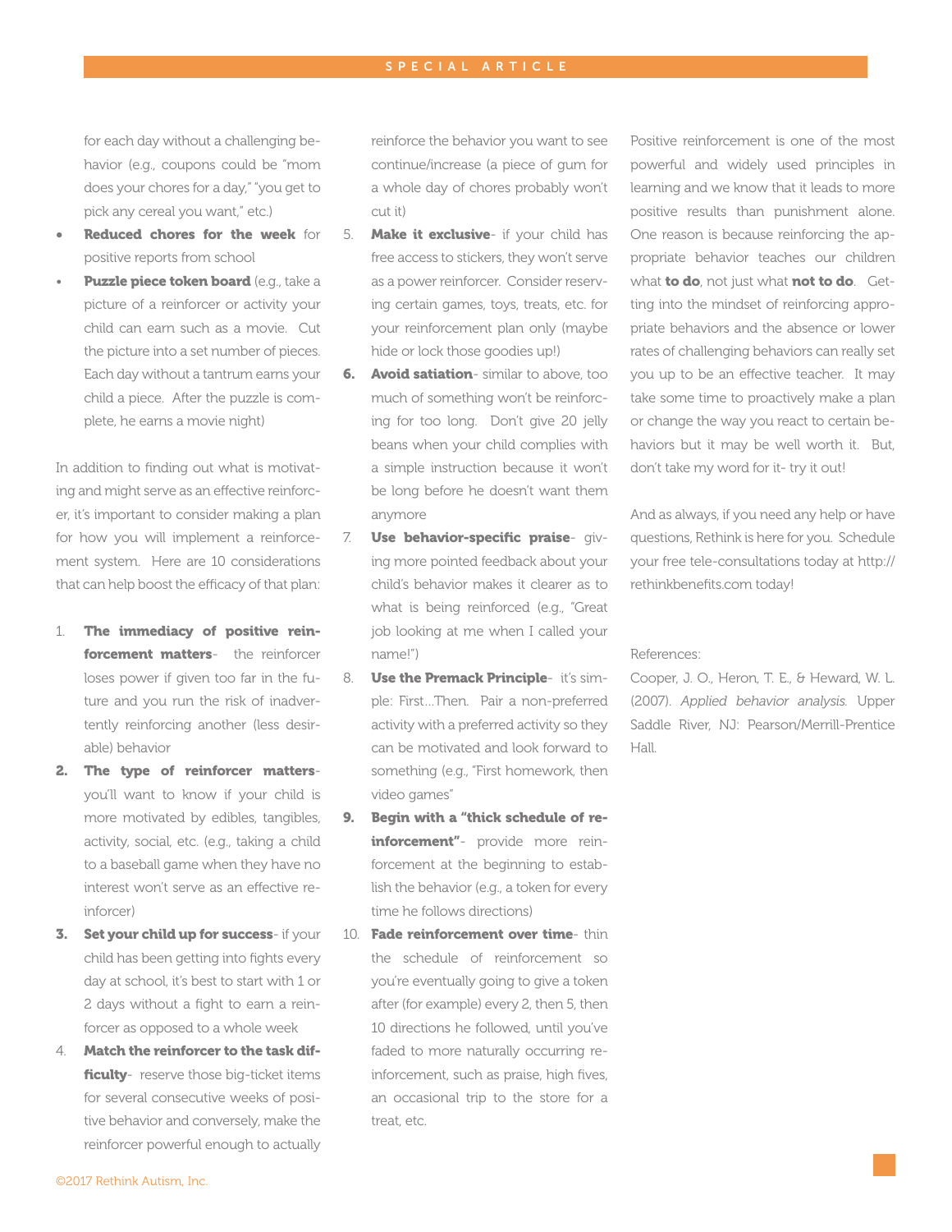for each day without a challenging behavior (e.g., coupons could be "mom does your chores for a day," "you get to pick any cereal you want," etc.)

- **Reduced chores for the week** for positive reports from school
- **Puzzle piece token board** (e.g., take a picture of a reinforcer or activity your child can earn such as a movie. Cut the picture into a set number of pieces. Each day without a tantrum earns your child a piece. After the puzzle is complete, he earns a movie night)

In addition to finding out what is motivating and might serve as an effective reinforcer, it's important to consider making a plan for how you will implement a reinforcement system. Here are 10 considerations that can help boost the efficacy of that plan:

1. **The immediacy of positive reinforcement matters**- the reinforcer loses power if given too far in the future and you run the risk of inadvertently reinforcing another (less desirable) behavior
2. **The type of reinforcer matters**- you'll want to know if your child is more motivated by edibles, tangibles, activity, social, etc. (e.g., taking a child to a baseball game when they have no interest won't serve as an effective reinforcer)
3. **Set your child up for success**- if your child has been getting into fights every day at school, it's best to start with 1 or 2 days without a fight to earn a reinforcer as opposed to a whole week
4. **Match the reinforcer to the task difficulty**- reserve those big-ticket items for several consecutive weeks of positive behavior and conversely, make the reinforcer powerful enough to actually reinforce the behavior you want to see continue/increase (a piece of gum for a whole day of chores probably won't cut it)
5. **Make it exclusive**- if your child has free access to stickers, they won't serve as a power reinforcer. Consider reserving certain games, toys, treats, etc. for your reinforcement plan only (maybe hide or lock those goodies up!)
6. **Avoid satiation**- similar to above, too much of something won't be reinforcing for too long. Don't give 20 jelly beans when your child complies with a simple instruction because it won't be long before he doesn't want them anymore
7. **Use behavior-specific praise**- giving more pointed feedback about your child's behavior makes it clearer as to what is being reinforced (e.g., "Great job looking at me when I called your name!")
8. **Use the Premack Principle**- it's simple: First…Then. Pair a non-preferred activity with a preferred activity so they can be motivated and look forward to something (e.g., "First homework, then video games"
9. **Begin with a "thick schedule of reinforcement"**- provide more reinforcement at the beginning to establish the behavior (e.g., a token for every time he follows directions)
10. **Fade reinforcement over time**- thin the schedule of reinforcement so you're eventually going to give a token after (for example) every 2, then 5, then 10 directions he followed, until you've faded to more naturally occurring reinforcement, such as praise, high fives, an occasional trip to the store for a treat, etc.

Positive reinforcement is one of the most powerful and widely used principles in learning and we know that it leads to more positive results than punishment alone. One reason is because reinforcing the appropriate behavior teaches our children what **to do**, not just what **not to do**. Getting into the mindset of reinforcing appropriate behaviors and the absence or lower rates of challenging behaviors can really set you up to be an effective teacher. It may take some time to proactively make a plan or change the way you react to certain behaviors but it may be well worth it. But, don't take my word for it- try it out!

And as always, if you need any help or have questions, Rethink is here for you. Schedule your free tele-consultations today at http://rethinkbenefits.com today!

References:

Cooper, J. O., Heron, T. E., & Heward, W. L. (2007). *Applied behavior analysis.* Upper Saddle River, NJ: Pearson/Merrill-Prentice Hall.

©2017 Rethink Autism, Inc.